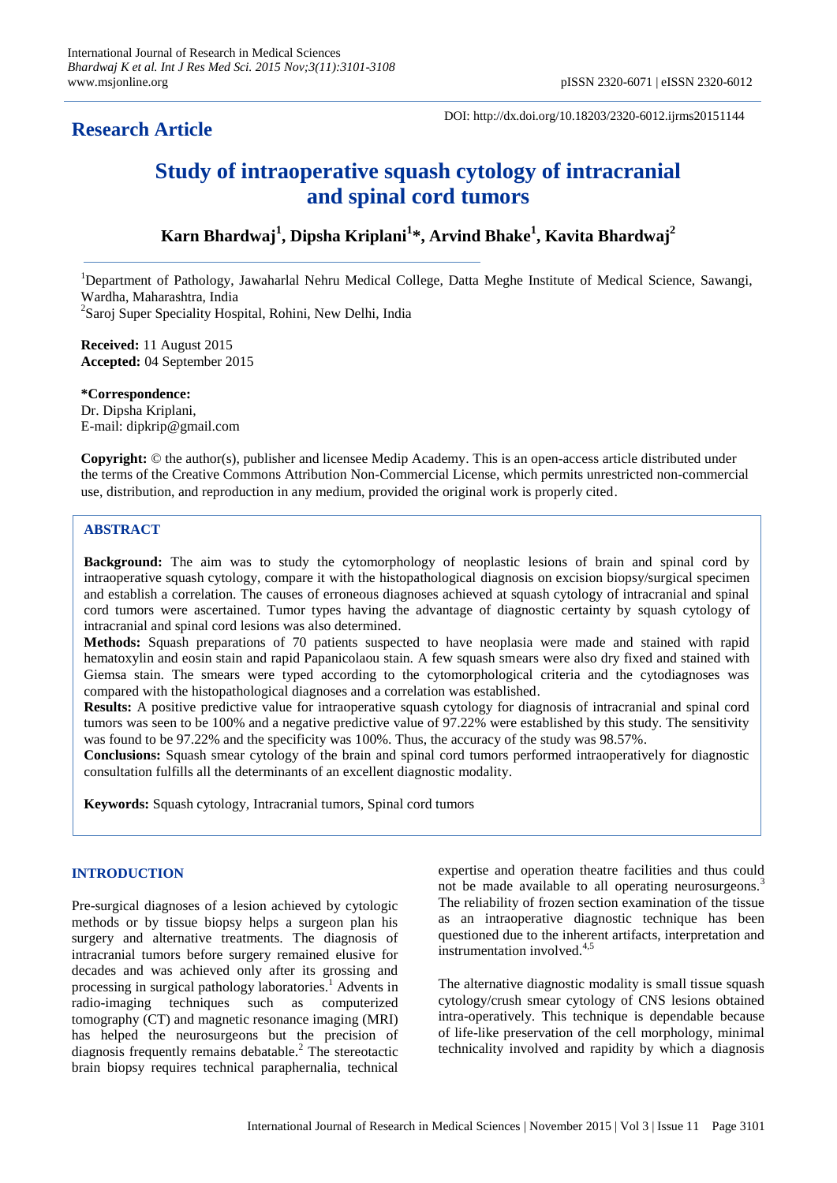**Research Article**

DOI: http://dx.doi.org/10.18203/2320-6012.ijrms20151144

# Study of intraoperative squash cytology of intracranial and spinal cord tumors

**Karn Bhardwaj[1], Dipsha Kriplani[1]*, Arvind Bhake[1], Kavita Bhardwaj[2]**

[1]Department of Pathology, Jawaharlal Nehru Medical College, Datta Meghe Institute of Medical Science, Sawangi, Wardha, Maharashtra, India
[2]Saroj Super Speciality Hospital, Rohini, New Delhi, India

**Received:** 11 August 2015
**Accepted:** 04 September 2015

**\*Correspondence:**
Dr. Dipsha Kriplani,
E-mail: dipkrip@gmail.com

**Copyright:** © the author(s), publisher and licensee Medip Academy. This is an open-access article distributed under the terms of the Creative Commons Attribution Non-Commercial License, which permits unrestricted non-commercial use, distribution, and reproduction in any medium, provided the original work is properly cited.

## ABSTRACT

**Background:** The aim was to study the cytomorphology of neoplastic lesions of brain and spinal cord by intraoperative squash cytology, compare it with the histopathological diagnosis on excision biopsy/surgical specimen and establish a correlation. The causes of erroneous diagnoses achieved at squash cytology of intracranial and spinal cord tumors were ascertained. Tumor types having the advantage of diagnostic certainty by squash cytology of intracranial and spinal cord lesions was also determined.

**Methods:** Squash preparations of 70 patients suspected to have neoplasia were made and stained with rapid hematoxylin and eosin stain and rapid Papanicolaou stain. A few squash smears were also dry fixed and stained with Giemsa stain. The smears were typed according to the cytomorphological criteria and the cytodiagnoses was compared with the histopathological diagnoses and a correlation was established.

**Results:** A positive predictive value for intraoperative squash cytology for diagnosis of intracranial and spinal cord tumors was seen to be 100% and a negative predictive value of 97.22% were established by this study. The sensitivity was found to be 97.22% and the specificity was 100%. Thus, the accuracy of the study was 98.57%.

**Conclusions:** Squash smear cytology of the brain and spinal cord tumors performed intraoperatively for diagnostic consultation fulfills all the determinants of an excellent diagnostic modality.

**Keywords:** Squash cytology, Intracranial tumors, Spinal cord tumors

## INTRODUCTION

Pre-surgical diagnoses of a lesion achieved by cytologic methods or by tissue biopsy helps a surgeon plan his surgery and alternative treatments. The diagnosis of intracranial tumors before surgery remained elusive for decades and was achieved only after its grossing and processing in surgical pathology laboratories.[1] Advents in radio-imaging techniques such as computerized tomography (CT) and magnetic resonance imaging (MRI) has helped the neurosurgeons but the precision of diagnosis frequently remains debatable.[2] The stereotactic brain biopsy requires technical paraphernalia, technical expertise and operation theatre facilities and thus could not be made available to all operating neurosurgeons.[3] The reliability of frozen section examination of the tissue as an intraoperative diagnostic technique has been questioned due to the inherent artifacts, interpretation and instrumentation involved.[4,5]

The alternative diagnostic modality is small tissue squash cytology/crush smear cytology of CNS lesions obtained intra-operatively. This technique is dependable because of life-like preservation of the cell morphology, minimal technicality involved and rapidity by which a diagnosis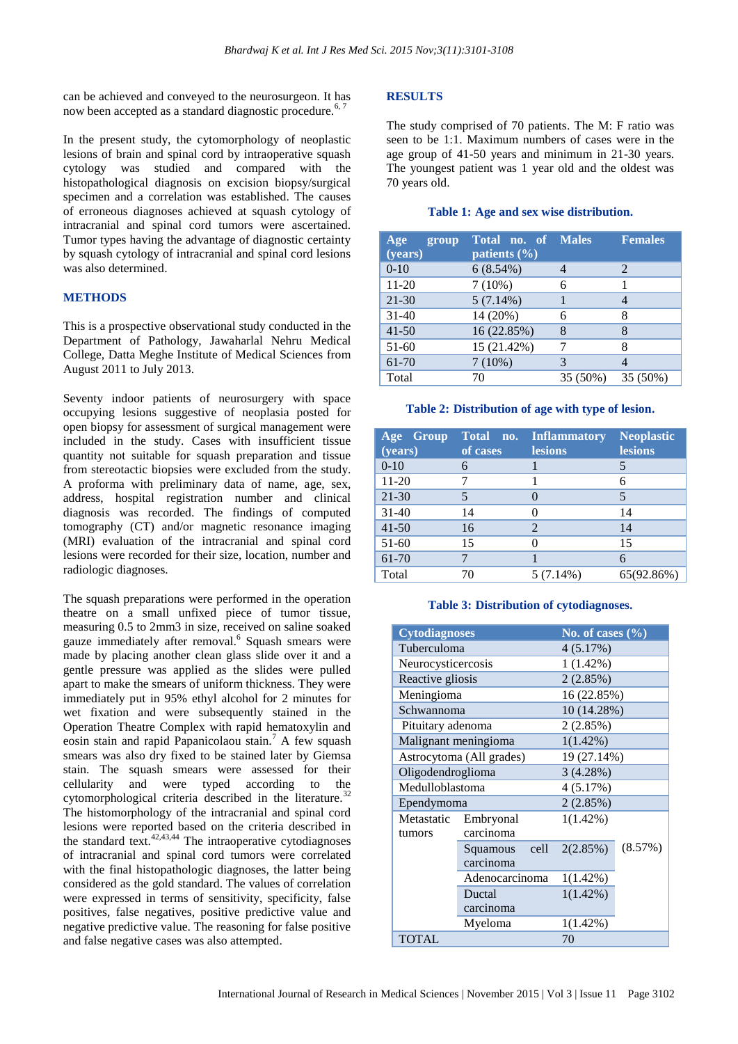can be achieved and conveyed to the neurosurgeon. It has now been accepted as a standard diagnostic procedure.[6,7]

In the present study, the cytomorphology of neoplastic lesions of brain and spinal cord by intraoperative squash cytology was studied and compared with the histopathological diagnosis on excision biopsy/surgical specimen and a correlation was established. The causes of erroneous diagnoses achieved at squash cytology of intracranial and spinal cord tumors were ascertained. Tumor types having the advantage of diagnostic certainty by squash cytology of intracranial and spinal cord lesions was also determined.

## METHODS

This is a prospective observational study conducted in the Department of Pathology, Jawaharlal Nehru Medical College, Datta Meghe Institute of Medical Sciences from August 2011 to July 2013.

Seventy indoor patients of neurosurgery with space occupying lesions suggestive of neoplasia posted for open biopsy for assessment of surgical management were included in the study. Cases with insufficient tissue quantity not suitable for squash preparation and tissue from stereotactic biopsies were excluded from the study. A proforma with preliminary data of name, age, sex, address, hospital registration number and clinical diagnosis was recorded. The findings of computed tomography (CT) and/or magnetic resonance imaging (MRI) evaluation of the intracranial and spinal cord lesions were recorded for their size, location, number and radiologic diagnoses.

The squash preparations were performed in the operation theatre on a small unfixed piece of tumor tissue, measuring 0.5 to 2mm3 in size, received on saline soaked gauze immediately after removal.[6] Squash smears were made by placing another clean glass slide over it and a gentle pressure was applied as the slides were pulled apart to make the smears of uniform thickness. They were immediately put in 95% ethyl alcohol for 2 minutes for wet fixation and were subsequently stained in the Operation Theatre Complex with rapid hematoxylin and eosin stain and rapid Papanicolaou stain.[7] A few squash smears was also dry fixed to be stained later by Giemsa stain. The squash smears were assessed for their cellularity and were typed according to the cytomorphological criteria described in the literature.[32] The histomorphology of the intracranial and spinal cord lesions were reported based on the criteria described in the standard text.[42,43,44] The intraoperative cytodiagnoses of intracranial and spinal cord tumors were correlated with the final histopathologic diagnoses, the latter being considered as the gold standard. The values of correlation were expressed in terms of sensitivity, specificity, false positives, false negatives, positive predictive value and negative predictive value. The reasoning for false positive and false negative cases was also attempted.

## RESULTS

The study comprised of 70 patients. The M: F ratio was seen to be 1:1. Maximum numbers of cases were in the age group of 41-50 years and minimum in 21-30 years. The youngest patient was 1 year old and the oldest was 70 years old.

**Table 1: Age and sex wise distribution.**

| Age group (years) | Total no. of patients (%) | Males | Females |
|---|---|---|---|
| 0-10 | 6 (8.54%) | 4 | 2 |
| 11-20 | 7 (10%) | 6 | 1 |
| 21-30 | 5 (7.14%) | 1 | 4 |
| 31-40 | 14 (20%) | 6 | 8 |
| 41-50 | 16 (22.85%) | 8 | 8 |
| 51-60 | 15 (21.42%) | 7 | 8 |
| 61-70 | 7 (10%) | 3 | 4 |
| Total | 70 | 35 (50%) | 35 (50%) |

**Table 2: Distribution of age with type of lesion.**

| Age Group (years) | Total no. of cases | Inflammatory lesions | Neoplastic lesions |
|---|---|---|---|
| 0-10 | 6 | 1 | 5 |
| 11-20 | 7 | 1 | 6 |
| 21-30 | 5 | 0 | 5 |
| 31-40 | 14 | 0 | 14 |
| 41-50 | 16 | 2 | 14 |
| 51-60 | 15 | 0 | 15 |
| 61-70 | 7 | 1 | 6 |
| Total | 70 | 5 (7.14%) | 65(92.86%) |

**Table 3: Distribution of cytodiagnoses.**

| Cytodiagnoses | | No. of cases (%) | |
|---|---|---|---|
| Tuberculoma | | 4 (5.17%) | |
| Neurocysticercosis | | 1 (1.42%) | |
| Reactive gliosis | | 2 (2.85%) | |
| Meningioma | | 16 (22.85%) | |
| Schwannoma | | 10 (14.28%) | |
| Pituitary adenoma | | 2 (2.85%) | |
| Malignant meningioma | | 1(1.42%) | |
| Astrocytoma (All grades) | | 19 (27.14%) | |
| Oligodendroglioma | | 3 (4.28%) | |
| Medulloblastoma | | 4 (5.17%) | |
| Ependymoma | | 2 (2.85%) | |
| Metastatic tumors | Embryonal carcinoma | 1(1.42%) | (8.57%) |
| | Squamous cell carcinoma | 2(2.85%) | |
| | Adenocarcinoma | 1(1.42%) | |
| | Ductal carcinoma | 1(1.42%) | |
| | Myeloma | 1(1.42%) | |
| TOTAL | | 70 | |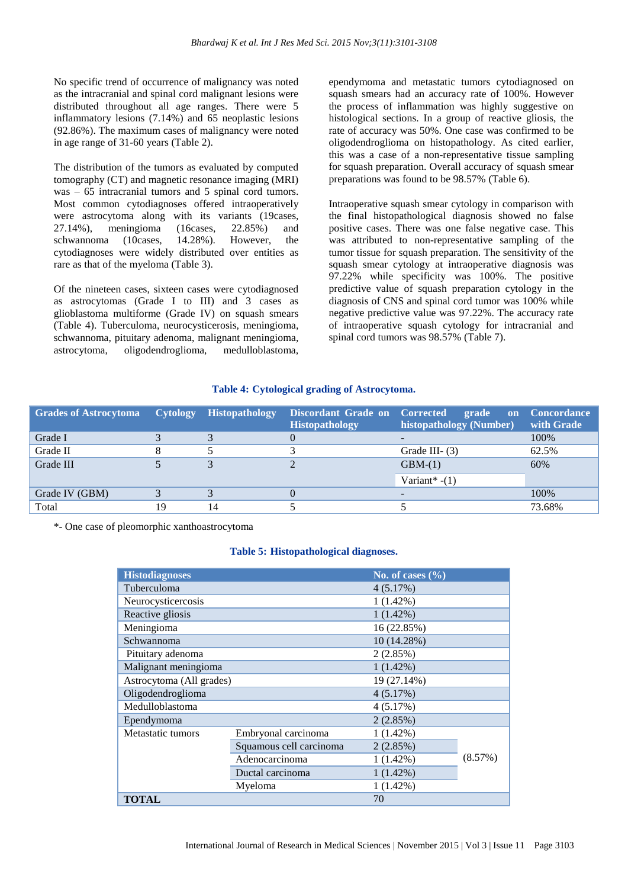No specific trend of occurrence of malignancy was noted as the intracranial and spinal cord malignant lesions were distributed throughout all age ranges. There were 5 inflammatory lesions (7.14%) and 65 neoplastic lesions (92.86%). The maximum cases of malignancy were noted in age range of 31-60 years (Table 2).

The distribution of the tumors as evaluated by computed tomography (CT) and magnetic resonance imaging (MRI) was – 65 intracranial tumors and 5 spinal cord tumors. Most common cytodiagnoses offered intraoperatively were astrocytoma along with its variants (19cases, 27.14%), meningioma (16cases, 22.85%) and schwannoma (10cases, 14.28%). However, the cytodiagnoses were widely distributed over entities as rare as that of the myeloma (Table 3).

Of the nineteen cases, sixteen cases were cytodiagnosed as astrocytomas (Grade I to III) and 3 cases as glioblastoma multiforme (Grade IV) on squash smears (Table 4). Tuberculoma, neurocysticerosis, meningioma, schwannoma, pituitary adenoma, malignant meningioma, astrocytoma, oligodendroglioma, medulloblastoma, ependymoma and metastatic tumors cytodiagnosed on squash smears had an accuracy rate of 100%. However the process of inflammation was highly suggestive on histological sections. In a group of reactive gliosis, the rate of accuracy was 50%. One case was confirmed to be oligodendroglioma on histopathology. As cited earlier, this was a case of a non-representative tissue sampling for squash preparation. Overall accuracy of squash smear preparations was found to be 98.57% (Table 6).

Intraoperative squash smear cytology in comparison with the final histopathological diagnosis showed no false positive cases. There was one false negative case. This was attributed to non-representative sampling of the tumor tissue for squash preparation. The sensitivity of the squash smear cytology at intraoperative diagnosis was 97.22% while specificity was 100%. The positive predictive value of squash preparation cytology in the diagnosis of CNS and spinal cord tumor was 100% while negative predictive value was 97.22%. The accuracy rate of intraoperative squash cytology for intracranial and spinal cord tumors was 98.57% (Table 7).

**Table 4: Cytological grading of Astrocytoma.**

| Grades of Astrocytoma | Cytology | Histopathology | Discordant Grade on Histopathology | Corrected grade on histopathology (Number) | Concordance with Grade |
|---|---|---|---|---|---|
| Grade I | 3 | 3 | 0 | - | 100% |
| Grade II | 8 | 5 | 3 | Grade III- (3) | 62.5% |
| Grade III | 5 | 3 | 2 | GBM-(1)<br>Variant* -(1) | 60% |
| Grade IV (GBM) | 3 | 3 | 0 | - | 100% |
| Total | 19 | 14 | 5 | 5 | 73.68% |

*- One case of pleomorphic xanthoastrocytoma

**Table 5: Histopathological diagnoses.**

| Histodiagnoses | | No. of cases (%) | |
|---|---|---|---|
| Tuberculoma | | 4 (5.17%) | |
| Neurocysticercosis | | 1 (1.42%) | |
| Reactive gliosis | | 1 (1.42%) | |
| Meningioma | | 16 (22.85%) | |
| Schwannoma | | 10 (14.28%) | |
| Pituitary adenoma | | 2 (2.85%) | |
| Malignant meningioma | | 1 (1.42%) | |
| Astrocytoma (All grades) | | 19 (27.14%) | |
| Oligodendroglioma | | 4 (5.17%) | |
| Medulloblastoma | | 4 (5.17%) | |
| Ependymoma | | 2 (2.85%) | |
| Metastatic tumors | Embryonal carcinoma | 1 (1.42%) | (8.57%) |
| | Squamous cell carcinoma | 2 (2.85%) | |
| | Adenocarcinoma | 1 (1.42%) | |
| | Ductal carcinoma | 1 (1.42%) | |
| | Myeloma | 1 (1.42%) | |
| **TOTAL** | | 70 | |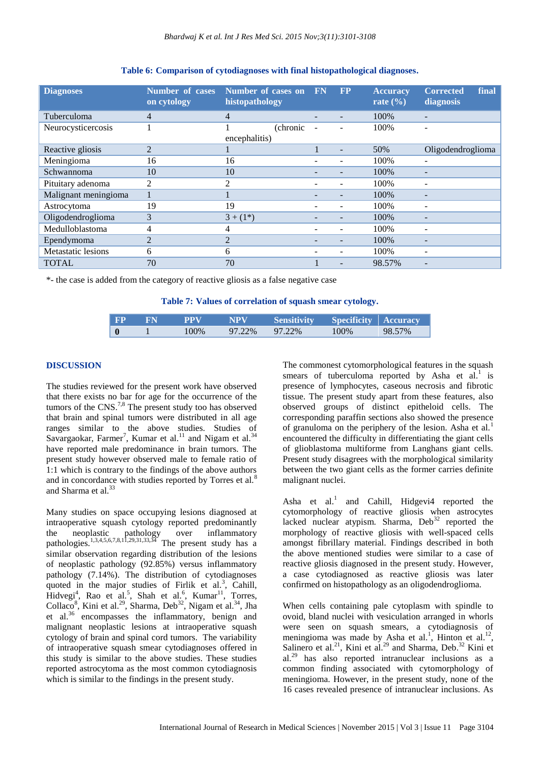**Table 6: Comparison of cytodiagnoses with final histopathological diagnoses.**

| Diagnoses | Number of cases on cytology | Number of cases on histopathology | FN | FP | Accuracy rate (%) | Corrected final diagnosis |
|---|---|---|---|---|---|---|
| Tuberculoma | 4 | 4 | - | - | 100% | - |
| Neurocysticercosis | 1 | 1 (chronic encephalitis) | - | - | 100% | - |
| Reactive gliosis | 2 | 1 | 1 | - | 50% | Oligodendroglioma |
| Meningioma | 16 | 16 | - | - | 100% | - |
| Schwannoma | 10 | 10 | - | - | 100% | - |
| Pituitary adenoma | 2 | 2 | - | - | 100% | - |
| Malignant meningioma | 1 | 1 | - | - | 100% | - |
| Astrocytoma | 19 | 19 | - | - | 100% | - |
| Oligodendroglioma | 3 | 3 + (1*) | - | - | 100% | - |
| Medulloblastoma | 4 | 4 | - | - | 100% | - |
| Ependymoma | 2 | 2 | - | - | 100% | - |
| Metastatic lesions | 6 | 6 | - | - | 100% | - |
| TOTAL | 70 | 70 | 1 | - | 98.57% | - |

*- the case is added from the category of reactive gliosis as a false negative case

**Table 7: Values of correlation of squash smear cytology.**

| FP | FN | PPV | NPV | Sensitivity | Specificity | Accuracy |
|---|---|---|---|---|---|---|
| 0 | 1 | 100% | 97.22% | 97.22% | 100% | 98.57% |

## DISCUSSION

The studies reviewed for the present work have observed that there exists no bar for age for the occurrence of the tumors of the CNS.[7,8] The present study too has observed that brain and spinal tumors were distributed in all age ranges similar to the above studies. Studies of Savargaokar, Farmer[7], Kumar et al.[11] and Nigam et al.[34] have reported male predominance in brain tumors. The present study however observed male to female ratio of 1:1 which is contrary to the findings of the above authors and in concordance with studies reported by Torres et al.[8] and Sharma et al.[33]

Many studies on space occupying lesions diagnosed at intraoperative squash cytology reported predominantly the neoplastic pathology over inflammatory pathologies.[1,3,4,5,6,7,8,11,29,31,33,34] The present study has a similar observation regarding distribution of the lesions of neoplastic pathology (92.85%) versus inflammatory pathology (7.14%). The distribution of cytodiagnoses quoted in the major studies of Firlik et al.[3], Cahill, Hidvegi[4], Rao et al.[5], Shah et al.[6], Kumar[11], Torres, Collaco[8], Kini et al.[29], Sharma, Deb[32], Nigam et al.[34], Jha et al.[36] encompasses the inflammatory, benign and malignant neoplastic lesions at intraoperative squash cytology of brain and spinal cord tumors. The variability of intraoperative squash smear cytodiagnoses offered in this study is similar to the above studies. These studies reported astrocytoma as the most common cytodiagnosis which is similar to the findings in the present study.

The commonest cytomorphological features in the squash smears of tuberculoma reported by Asha et al.[1] is presence of lymphocytes, caseous necrosis and fibrotic tissue. The present study apart from these features, also observed groups of distinct epitheloid cells. The corresponding paraffin sections also showed the presence of granuloma on the periphery of the lesion. Asha et al.[1] encountered the difficulty in differentiating the giant cells of glioblastoma multiforme from Langhans giant cells. Present study disagrees with the morphological similarity between the two giant cells as the former carries definite malignant nuclei.

Asha et al.[1] and Cahill, Hidgevi4 reported the cytomorphology of reactive gliosis when astrocytes lacked nuclear atypism. Sharma, Deb[32] reported the morphology of reactive gliosis with well-spaced cells amongst fibrillary material. Findings described in both the above mentioned studies were similar to a case of reactive gliosis diagnosed in the present study. However, a case cytodiagnosed as reactive gliosis was later confirmed on histopathology as an oligodendroglioma.

When cells containing pale cytoplasm with spindle to ovoid, bland nuclei with vesiculation arranged in whorls were seen on squash smears, a cytodiagnosis of meningioma was made by Asha et al.[1], Hinton et al.[12], Salinero et al.[21], Kini et al.[29] and Sharma, Deb.[32] Kini et al.[29] has also reported intranuclear inclusions as a common finding associated with cytomorphology of meningioma. However, in the present study, none of the 16 cases revealed presence of intranuclear inclusions. As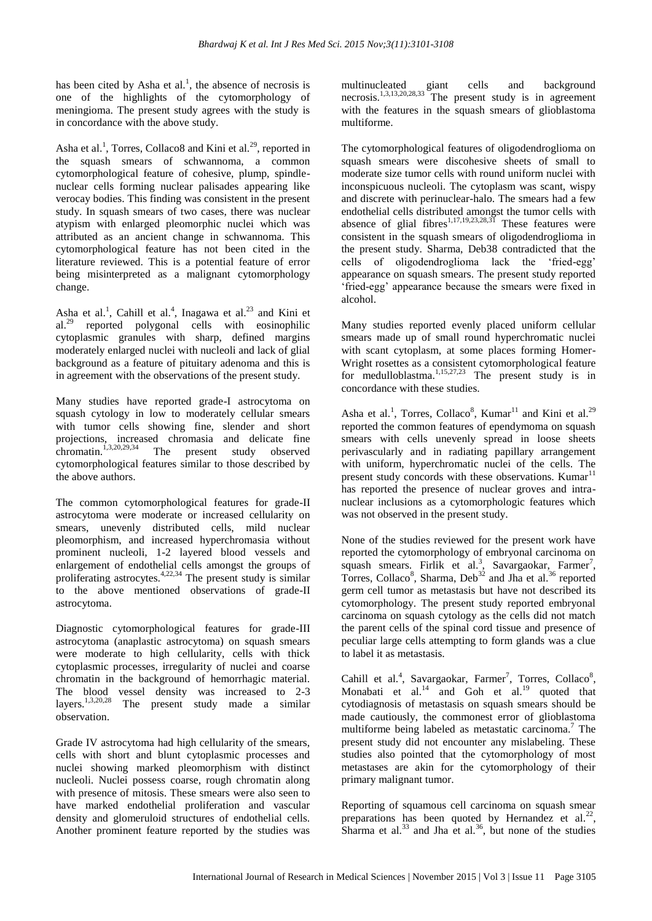has been cited by Asha et al.[1], the absence of necrosis is one of the highlights of the cytomorphology of meningioma. The present study agrees with the study is in concordance with the above study.

Asha et al.[1], Torres, Collaco8 and Kini et al.[29], reported in the squash smears of schwannoma, a common cytomorphological feature of cohesive, plump, spindle-nuclear cells forming nuclear palisades appearing like verocay bodies. This finding was consistent in the present study. In squash smears of two cases, there was nuclear atypism with enlarged pleomorphic nuclei which was attributed as an ancient change in schwannoma. This cytomorphological feature has not been cited in the literature reviewed. This is a potential feature of error being misinterpreted as a malignant cytomorphology change.

Asha et al.[1], Cahill et al.[4], Inagawa et al.[23] and Kini et al.[29] reported polygonal cells with eosinophilic cytoplasmic granules with sharp, defined margins moderately enlarged nuclei with nucleoli and lack of glial background as a feature of pituitary adenoma and this is in agreement with the observations of the present study.

Many studies have reported grade-I astrocytoma on squash cytology in low to moderately cellular smears with tumor cells showing fine, slender and short projections, increased chromasia and delicate fine chromatin.[1,3,20,29,34] The present study observed cytomorphological features similar to those described by the above authors.

The common cytomorphological features for grade-II astrocytoma were moderate or increased cellularity on smears, unevenly distributed cells, mild nuclear pleomorphism, and increased hyperchromasia without prominent nucleoli, 1-2 layered blood vessels and enlargement of endothelial cells amongst the groups of proliferating astrocytes.[4,22,34] The present study is similar to the above mentioned observations of grade-II astrocytoma.

Diagnostic cytomorphological features for grade-III astrocytoma (anaplastic astrocytoma) on squash smears were moderate to high cellularity, cells with thick cytoplasmic processes, irregularity of nuclei and coarse chromatin in the background of hemorrhagic material. The blood vessel density was increased to 2-3 layers.[1,3,20,28] The present study made a similar observation.

Grade IV astrocytoma had high cellularity of the smears, cells with short and blunt cytoplasmic processes and nuclei showing marked pleomorphism with distinct nucleoli. Nuclei possess coarse, rough chromatin along with presence of mitosis. These smears were also seen to have marked endothelial proliferation and vascular density and glomeruloid structures of endothelial cells. Another prominent feature reported by the studies was multinucleated giant cells and background necrosis.[1,3,13,20,28,33] The present study is in agreement with the features in the squash smears of glioblastoma multiforme.

The cytomorphological features of oligodendroglioma on squash smears were discohesive sheets of small to moderate size tumor cells with round uniform nuclei with inconspicuous nucleoli. The cytoplasm was scant, wispy and discrete with perinuclear-halo. The smears had a few endothelial cells distributed amongst the tumor cells with absence of glial fibres[1,17,19,23,28,31] These features were consistent in the squash smears of oligodendroglioma in the present study. Sharma, Deb38 contradicted that the cells of oligodendroglioma lack the 'fried-egg' appearance on squash smears. The present study reported 'fried-egg' appearance because the smears were fixed in alcohol.

Many studies reported evenly placed uniform cellular smears made up of small round hyperchromatic nuclei with scant cytoplasm, at some places forming Homer-Wright rosettes as a consistent cytomorphological feature for medulloblastma.[1,15,27,23] The present study is in concordance with these studies.

Asha et al.[1], Torres, Collaco[8], Kumar[11] and Kini et al.[29] reported the common features of ependymoma on squash smears with cells unevenly spread in loose sheets perivascularly and in radiating papillary arrangement with uniform, hyperchromatic nuclei of the cells. The present study concords with these observations. Kumar[11] has reported the presence of nuclear groves and intra-nuclear inclusions as a cytomorphologic features which was not observed in the present study.

None of the studies reviewed for the present work have reported the cytomorphology of embryonal carcinoma on squash smears. Firlik et al.[3], Savargaokar, Farmer[7], Torres, Collaco[8], Sharma, Deb[32] and Jha et al.[36] reported germ cell tumor as metastasis but have not described its cytomorphology. The present study reported embryonal carcinoma on squash cytology as the cells did not match the parent cells of the spinal cord tissue and presence of peculiar large cells attempting to form glands was a clue to label it as metastasis.

Cahill et al.[4], Savargaokar, Farmer[7], Torres, Collaco[8], Monabati et al.[14] and Goh et al.[19] quoted that cytodiagnosis of metastasis on squash smears should be made cautiously, the commonest error of glioblastoma multiforme being labeled as metastatic carcinoma.[7] The present study did not encounter any mislabeling. These studies also pointed that the cytomorphology of most metastases are akin for the cytomorphology of their primary malignant tumor.

Reporting of squamous cell carcinoma on squash smear preparations has been quoted by Hernandez et al.[22], Sharma et al.[33] and Jha et al.[36], but none of the studies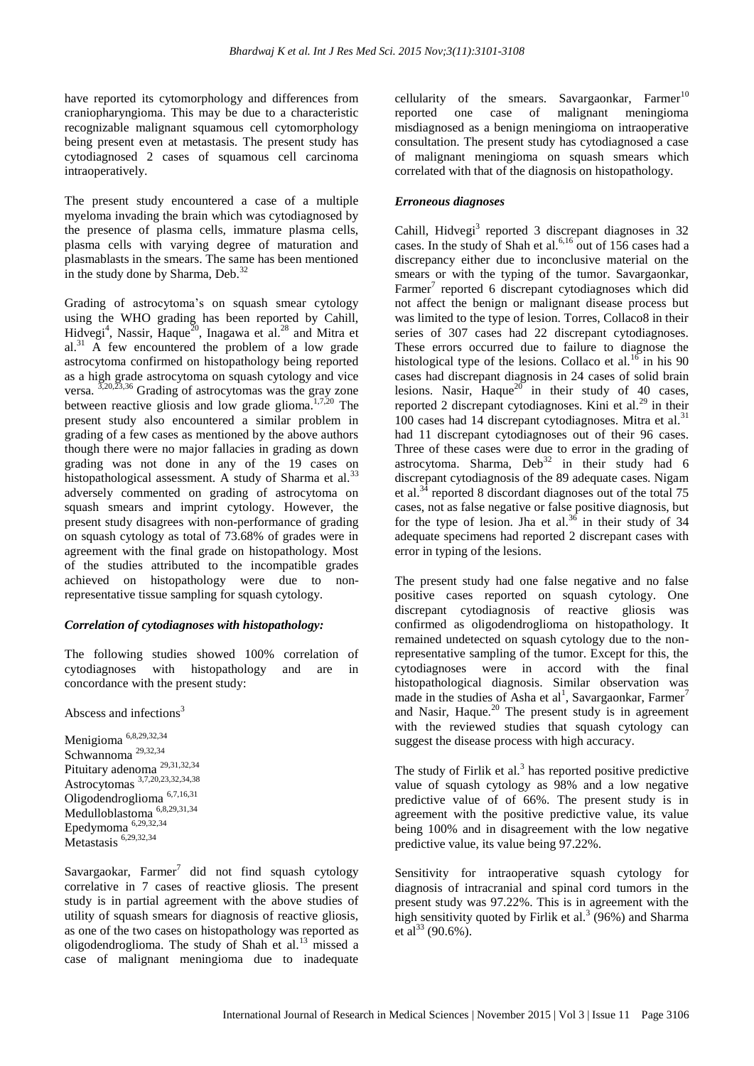have reported its cytomorphology and differences from craniopharyngioma. This may be due to a characteristic recognizable malignant squamous cell cytomorphology being present even at metastasis. The present study has cytodiagnosed 2 cases of squamous cell carcinoma intraoperatively.

The present study encountered a case of a multiple myeloma invading the brain which was cytodiagnosed by the presence of plasma cells, immature plasma cells, plasma cells with varying degree of maturation and plasmablasts in the smears. The same has been mentioned in the study done by Sharma, Deb.[32]

Grading of astrocytoma's on squash smear cytology using the WHO grading has been reported by Cahill, Hidvegi[4], Nassir, Haque[20], Inagawa et al.[28] and Mitra et al.[31] A few encountered the problem of a low grade astrocytoma confirmed on histopathology being reported as a high grade astrocytoma on squash cytology and vice versa.[3,20,23,36] Grading of astrocytomas was the gray zone between reactive gliosis and low grade glioma.[1,7,20] The present study also encountered a similar problem in grading of a few cases as mentioned by the above authors though there were no major fallacies in grading as down grading was not done in any of the 19 cases on histopathological assessment. A study of Sharma et al.[33] adversely commented on grading of astrocytoma on squash smears and imprint cytology. However, the present study disagrees with non-performance of grading on squash cytology as total of 73.68% of grades were in agreement with the final grade on histopathology. Most of the studies attributed to the incompatible grades achieved on histopathology were due to non-representative tissue sampling for squash cytology.

### *Correlation of cytodiagnoses with histopathology:*

The following studies showed 100% correlation of cytodiagnoses with histopathology and are in concordance with the present study:

Abscess and infections[3]

Menigioma [6,8,29,32,34]
Schwannoma [29,32,34]
Pituitary adenoma [29,31,32,34]
Astrocytomas [3,7,20,23,32,34,38]
Oligodendroglioma [6,7,16,31]
Medulloblastoma [6,8,29,31,34]
Epedymoma [6,29,32,34]
Metastasis [6,29,32,34]

Savargaokar, Farmer[7] did not find squash cytology correlative in 7 cases of reactive gliosis. The present study is in partial agreement with the above studies of utility of squash smears for diagnosis of reactive gliosis, as one of the two cases on histopathology was reported as oligodendroglioma. The study of Shah et al.[13] missed a case of malignant meningioma due to inadequate cellularity of the smears. Savargaonkar, Farmer[10] reported one case of malignant meningioma misdiagnosed as a benign meningioma on intraoperative consultation. The present study has cytodiagnosed a case of malignant meningioma on squash smears which correlated with that of the diagnosis on histopathology.

### *Erroneous diagnoses*

Cahill, Hidvegi[3] reported 3 discrepant diagnoses in 32 cases. In the study of Shah et al.[6,16] out of 156 cases had a discrepancy either due to inconclusive material on the smears or with the typing of the tumor. Savargaonkar, Farmer[7] reported 6 discrepant cytodiagnoses which did not affect the benign or malignant disease process but was limited to the type of lesion. Torres, Collaco8 in their series of 307 cases had 22 discrepant cytodiagnoses. These errors occurred due to failure to diagnose the histological type of the lesions. Collaco et al.[16] in his 90 cases had discrepant diagnosis in 24 cases of solid brain lesions. Nasir, Haque[20] in their study of 40 cases, reported 2 discrepant cytodiagnoses. Kini et al.[29] in their 100 cases had 14 discrepant cytodiagnoses. Mitra et al.[31] had 11 discrepant cytodiagnoses out of their 96 cases. Three of these cases were due to error in the grading of astrocytoma. Sharma, Deb[32] in their study had 6 discrepant cytodiagnosis of the 89 adequate cases. Nigam et al.[34] reported 8 discordant diagnoses out of the total 75 cases, not as false negative or false positive diagnosis, but for the type of lesion. Jha et al.[36] in their study of 34 adequate specimens had reported 2 discrepant cases with error in typing of the lesions.

The present study had one false negative and no false positive cases reported on squash cytology. One discrepant cytodiagnosis of reactive gliosis was confirmed as oligodendroglioma on histopathology. It remained undetected on squash cytology due to the non-representative sampling of the tumor. Except for this, the cytodiagnoses were in accord with the final histopathological diagnosis. Similar observation was made in the studies of Asha et al[1], Savargaonkar, Farmer[7] and Nasir, Haque.[20] The present study is in agreement with the reviewed studies that squash cytology can suggest the disease process with high accuracy.

The study of Firlik et al.[3] has reported positive predictive value of squash cytology as 98% and a low negative predictive value of of 66%. The present study is in agreement with the positive predictive value, its value being 100% and in disagreement with the low negative predictive value, its value being 97.22%.

Sensitivity for intraoperative squash cytology for diagnosis of intracranial and spinal cord tumors in the present study was 97.22%. This is in agreement with the high sensitivity quoted by Firlik et al.[3] (96%) and Sharma et al[33] (90.6%).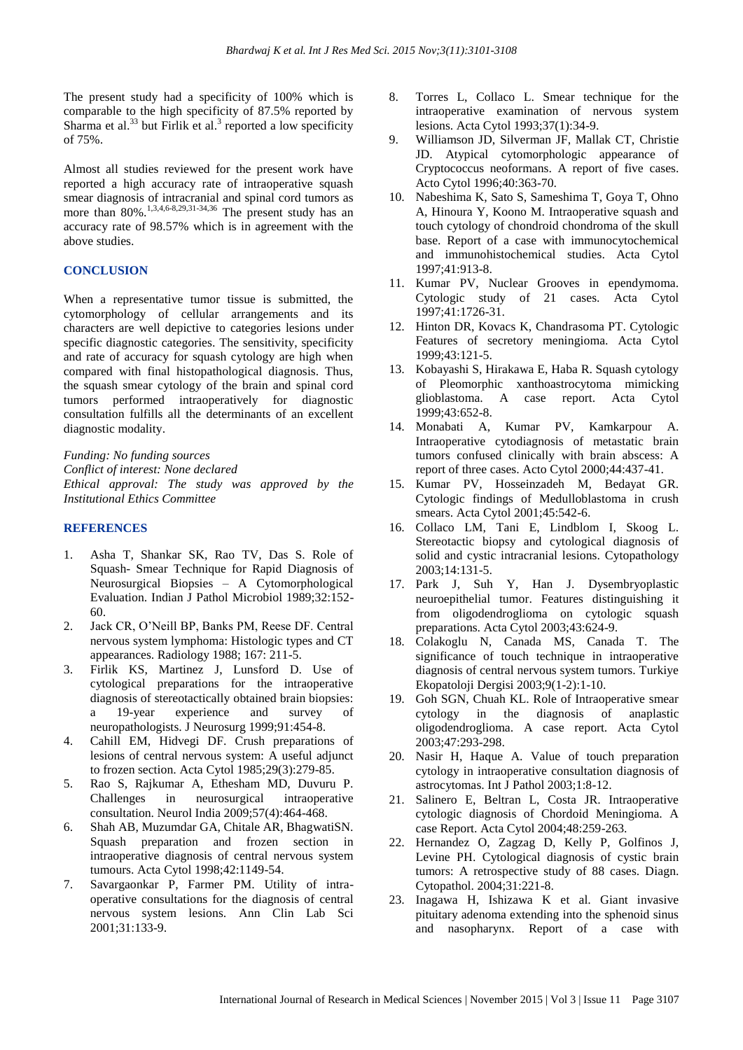The present study had a specificity of 100% which is comparable to the high specificity of 87.5% reported by Sharma et al.[33] but Firlik et al.[3] reported a low specificity of 75%.

Almost all studies reviewed for the present work have reported a high accuracy rate of intraoperative squash smear diagnosis of intracranial and spinal cord tumors as more than 80%.[1,3,4,6-8,29,31-34,36] The present study has an accuracy rate of 98.57% which is in agreement with the above studies.

## CONCLUSION

When a representative tumor tissue is submitted, the cytomorphology of cellular arrangements and its characters are well depictive to categories lesions under specific diagnostic categories. The sensitivity, specificity and rate of accuracy for squash cytology are high when compared with final histopathological diagnosis. Thus, the squash smear cytology of the brain and spinal cord tumors performed intraoperatively for diagnostic consultation fulfills all the determinants of an excellent diagnostic modality.

*Funding: No funding sources*
*Conflict of interest: None declared*
*Ethical approval: The study was approved by the Institutional Ethics Committee*

## REFERENCES

1. Asha T, Shankar SK, Rao TV, Das S. Role of Squash- Smear Technique for Rapid Diagnosis of Neurosurgical Biopsies – A Cytomorphological Evaluation. Indian J Pathol Microbiol 1989;32:152-60.
2. Jack CR, O'Neill BP, Banks PM, Reese DF. Central nervous system lymphoma: Histologic types and CT appearances. Radiology 1988; 167: 211-5.
3. Firlik KS, Martinez J, Lunsford D. Use of cytological preparations for the intraoperative diagnosis of stereotactically obtained brain biopsies: a 19-year experience and survey of neuropathologists. J Neurosurg 1999;91:454-8.
4. Cahill EM, Hidvegi DF. Crush preparations of lesions of central nervous system: A useful adjunct to frozen section. Acta Cytol 1985;29(3):279-85.
5. Rao S, Rajkumar A, Ethesham MD, Duvuru P. Challenges in neurosurgical intraoperative consultation. Neurol India 2009;57(4):464-468.
6. Shah AB, Muzumdar GA, Chitale AR, BhagwatiSN. Squash preparation and frozen section in intraoperative diagnosis of central nervous system tumours. Acta Cytol 1998;42:1149-54.
7. Savargaonkar P, Farmer PM. Utility of intra-operative consultations for the diagnosis of central nervous system lesions. Ann Clin Lab Sci 2001;31:133-9.
8. Torres L, Collaco L. Smear technique for the intraoperative examination of nervous system lesions. Acta Cytol 1993;37(1):34-9.
9. Williamson JD, Silverman JF, Mallak CT, Christie JD. Atypical cytomorphologic appearance of Cryptococcus neoformans. A report of five cases. Acto Cytol 1996;40:363-70.
10. Nabeshima K, Sato S, Sameshima T, Goya T, Ohno A, Hinoura Y, Koono M. Intraoperative squash and touch cytology of chondroid chondroma of the skull base. Report of a case with immunocytochemical and immunohistochemical studies. Acta Cytol 1997;41:913-8.
11. Kumar PV, Nuclear Grooves in ependymoma. Cytologic study of 21 cases. Acta Cytol 1997;41:1726-31.
12. Hinton DR, Kovacs K, Chandrasoma PT. Cytologic Features of secretory meningioma. Acta Cytol 1999;43:121-5.
13. Kobayashi S, Hirakawa E, Haba R. Squash cytology of Pleomorphic xanthoastrocytoma mimicking glioblastoma. A case report. Acta Cytol 1999;43:652-8.
14. Monabati A, Kumar PV, Kamkarpour A. Intraoperative cytodiagnosis of metastatic brain tumors confused clinically with brain abscess: A report of three cases. Acto Cytol 2000;44:437-41.
15. Kumar PV, Hosseinzadeh M, Bedayat GR. Cytologic findings of Medulloblastoma in crush smears. Acta Cytol 2001;45:542-6.
16. Collaco LM, Tani E, Lindblom I, Skoog L. Stereotactic biopsy and cytological diagnosis of solid and cystic intracranial lesions. Cytopathology 2003;14:131-5.
17. Park J, Suh Y, Han J. Dysembryoplastic neuroepithelial tumor. Features distinguishing it from oligodendroglioma on cytologic squash preparations. Acta Cytol 2003;43:624-9.
18. Colakoglu N, Canada MS, Canada T. The significance of touch technique in intraoperative diagnosis of central nervous system tumors. Turkiye Ekopatoloji Dergisi 2003;9(1-2):1-10.
19. Goh SGN, Chuah KL. Role of Intraoperative smear cytology in the diagnosis of anaplastic oligodendroglioma. A case report. Acta Cytol 2003;47:293-298.
20. Nasir H, Haque A. Value of touch preparation cytology in intraoperative consultation diagnosis of astrocytomas. Int J Pathol 2003;1:8-12.
21. Salinero E, Beltran L, Costa JR. Intraoperative cytologic diagnosis of Chordoid Meningioma. A case Report. Acta Cytol 2004;48:259-263.
22. Hernandez O, Zagzag D, Kelly P, Golfinos J, Levine PH. Cytological diagnosis of cystic brain tumors: A retrospective study of 88 cases. Diagn. Cytopathol. 2004;31:221-8.
23. Inagawa H, Ishizawa K et al. Giant invasive pituitary adenoma extending into the sphenoid sinus and nasopharynx. Report of a case with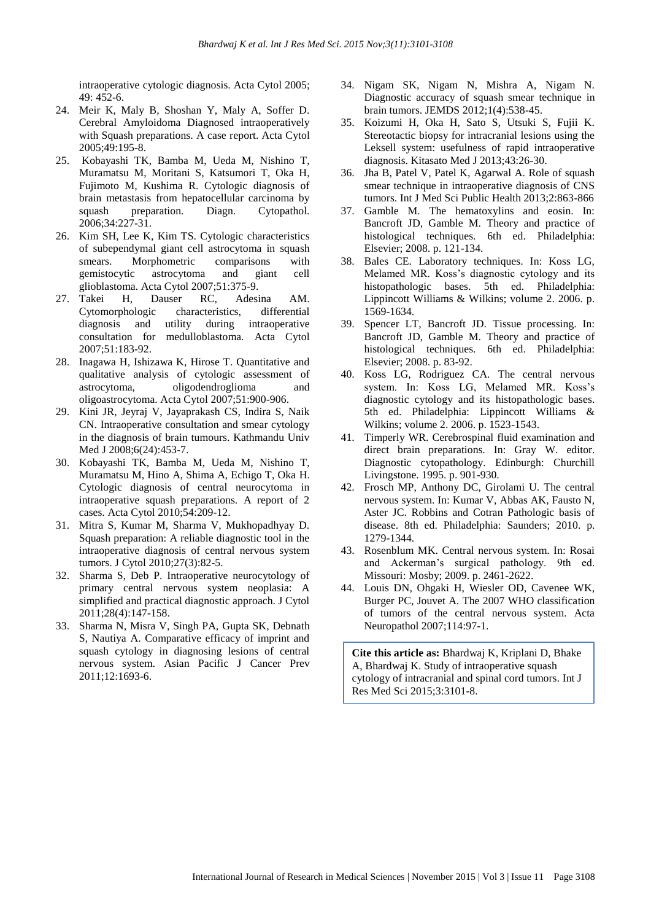intraoperative cytologic diagnosis. Acta Cytol 2005; 49: 452-6.

24. Meir K, Maly B, Shoshan Y, Maly A, Soffer D. Cerebral Amyloidoma Diagnosed intraoperatively with Squash preparations. A case report. Acta Cytol 2005;49:195-8.
25. Kobayashi TK, Bamba M, Ueda M, Nishino T, Muramatsu M, Moritani S, Katsumori T, Oka H, Fujimoto M, Kushima R. Cytologic diagnosis of brain metastasis from hepatocellular carcinoma by squash preparation. Diagn. Cytopathol. 2006;34:227-31.
26. Kim SH, Lee K, Kim TS. Cytologic characteristics of subependymal giant cell astrocytoma in squash smears. Morphometric comparisons with gemistocytic astrocytoma and giant cell glioblastoma. Acta Cytol 2007;51:375-9.
27. Takei H, Dauser RC, Adesina AM. Cytomorphologic characteristics, differential diagnosis and utility during intraoperative consultation for medulloblastoma. Acta Cytol 2007;51:183-92.
28. Inagawa H, Ishizawa K, Hirose T. Quantitative and qualitative analysis of cytologic assessment of astrocytoma, oligodendroglioma and oligoastrocytoma. Acta Cytol 2007;51:900-906.
29. Kini JR, Jeyraj V, Jayaprakash CS, Indira S, Naik CN. Intraoperative consultation and smear cytology in the diagnosis of brain tumours. Kathmandu Univ Med J 2008;6(24):453-7.
30. Kobayashi TK, Bamba M, Ueda M, Nishino T, Muramatsu M, Hino A, Shima A, Echigo T, Oka H. Cytologic diagnosis of central neurocytoma in intraoperative squash preparations. A report of 2 cases. Acta Cytol 2010;54:209-12.
31. Mitra S, Kumar M, Sharma V, Mukhopadhyay D. Squash preparation: A reliable diagnostic tool in the intraoperative diagnosis of central nervous system tumors. J Cytol 2010;27(3):82-5.
32. Sharma S, Deb P. Intraoperative neurocytology of primary central nervous system neoplasia: A simplified and practical diagnostic approach. J Cytol 2011;28(4):147-158.
33. Sharma N, Misra V, Singh PA, Gupta SK, Debnath S, Nautiya A. Comparative efficacy of imprint and squash cytology in diagnosing lesions of central nervous system. Asian Pacific J Cancer Prev 2011;12:1693-6.
34. Nigam SK, Nigam N, Mishra A, Nigam N. Diagnostic accuracy of squash smear technique in brain tumors. JEMDS 2012;1(4):538-45.
35. Koizumi H, Oka H, Sato S, Utsuki S, Fujii K. Stereotactic biopsy for intracranial lesions using the Leksell system: usefulness of rapid intraoperative diagnosis. Kitasato Med J 2013;43:26-30.
36. Jha B, Patel V, Patel K, Agarwal A. Role of squash smear technique in intraoperative diagnosis of CNS tumors. Int J Med Sci Public Health 2013;2:863-866
37. Gamble M. The hematoxylins and eosin. In: Bancroft JD, Gamble M. Theory and practice of histological techniques. 6th ed. Philadelphia: Elsevier; 2008. p. 121-134.
38. Bales CE. Laboratory techniques. In: Koss LG, Melamed MR. Koss's diagnostic cytology and its histopathologic bases. 5th ed. Philadelphia: Lippincott Williams & Wilkins; volume 2. 2006. p. 1569-1634.
39. Spencer LT, Bancroft JD. Tissue processing. In: Bancroft JD, Gamble M. Theory and practice of histological techniques. 6th ed. Philadelphia: Elsevier; 2008. p. 83-92.
40. Koss LG, Rodriguez CA. The central nervous system. In: Koss LG, Melamed MR. Koss's diagnostic cytology and its histopathologic bases. 5th ed. Philadelphia: Lippincott Williams & Wilkins; volume 2. 2006. p. 1523-1543.
41. Timperly WR. Cerebrospinal fluid examination and direct brain preparations. In: Gray W. editor. Diagnostic cytopathology. Edinburgh: Churchill Livingstone. 1995. p. 901-930.
42. Frosch MP, Anthony DC, Girolami U. The central nervous system. In: Kumar V, Abbas AK, Fausto N, Aster JC. Robbins and Cotran Pathologic basis of disease. 8th ed. Philadelphia: Saunders; 2010. p. 1279-1344.
43. Rosenblum MK. Central nervous system. In: Rosai and Ackerman's surgical pathology. 9th ed. Missouri: Mosby; 2009. p. 2461-2622.
44. Louis DN, Ohgaki H, Wiesler OD, Cavenee WK, Burger PC, Jouvet A. The 2007 WHO classification of tumors of the central nervous system. Acta Neuropathol 2007;114:97-1.

**Cite this article as:** Bhardwaj K, Kriplani D, Bhake A, Bhardwaj K. Study of intraoperative squash cytology of intracranial and spinal cord tumors. Int J Res Med Sci 2015;3:3101-8.